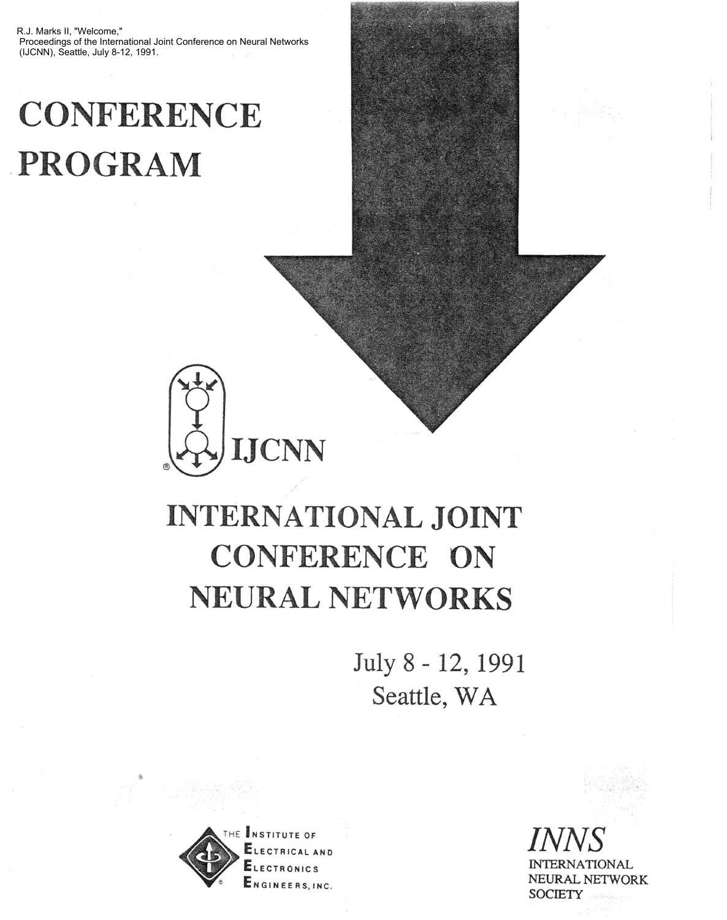R.J. Marks II, "Welcome," Proceedings of the International Joint Conference on Neural Networks (IJCNN), Seattle, July 8-12, 1991.

# CONFERENCE PROGRAM

IJCNN

# INTERNATIONAL JOINT CONFERENCE ON NEURAL NETWORKS

July 8 - 12, 1991
Seattle, WA

THE INSTITUTE OF ELECTRICAL AND ELECTRONICS ENGINEERS, INC.

*INNS*
INTERNATIONAL NEURAL NETWORK SOCIETY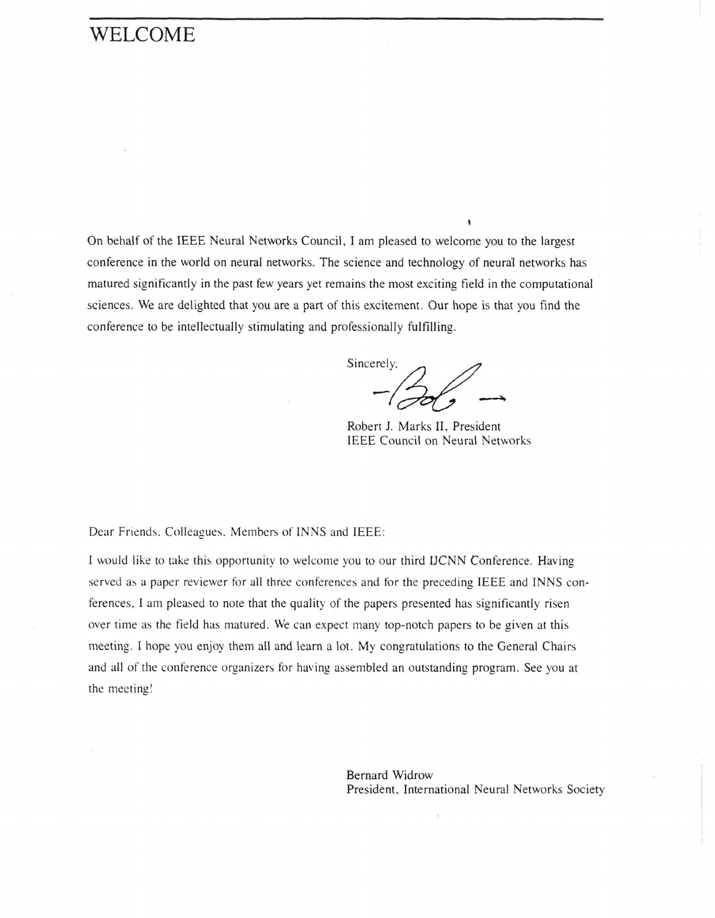# WELCOME

On behalf of the IEEE Neural Networks Council, I am pleased to welcome you to the largest conference in the world on neural networks. The science and technology of neural networks has matured significantly in the past few years yet remains the most exciting field in the computational sciences. We are delighted that you are a part of this excitement. Our hope is that you find the conference to be intellectually stimulating and professionally fulfilling.

Sincerely,

-Bob-

Robert J. Marks II, President
IEEE Council on Neural Networks

Dear Friends, Colleagues, Members of INNS and IEEE:

I would like to take this opportunity to welcome you to our third IJCNN Conference. Having served as a paper reviewer for all three conferences and for the preceding IEEE and INNS conferences, I am pleased to note that the quality of the papers presented has significantly risen over time as the field has matured. We can expect many top-notch papers to be given at this meeting. I hope you enjoy them all and learn a lot. My congratulations to the General Chairs and all of the conference organizers for having assembled an outstanding program. See you at the meeting!

Bernard Widrow
President, International Neural Networks Society